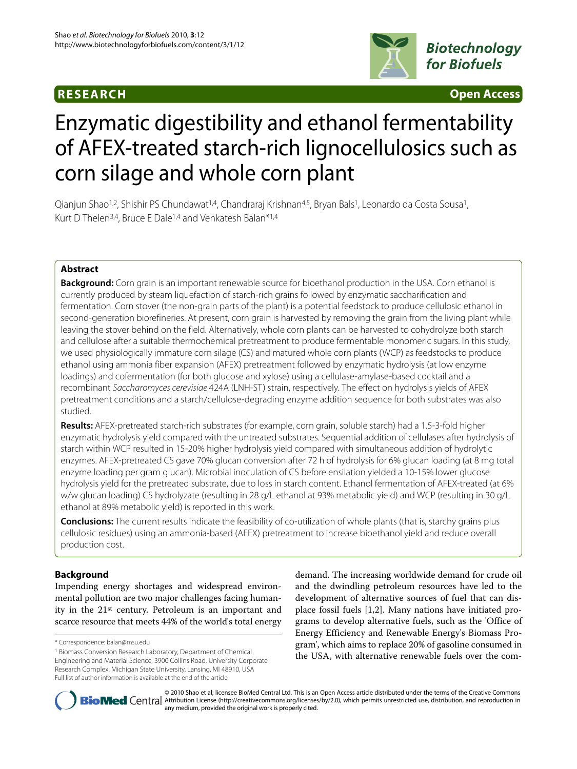**RESEARCH** **Open Access**

# Enzymatic digestibility and ethanol fermentability of AFEX-treated starch-rich lignocellulosics such as corn silage and whole corn plant

Qianjun Shao[1,2], Shishir PS Chundawat[1,4], Chandraraj Krishnan[4,5], Bryan Bals[1], Leonardo da Costa Sousa[1], Kurt D Thelen[3,4], Bruce E Dale[1,4] and Venkatesh Balan*[1,4]

## Abstract

**Background:** Corn grain is an important renewable source for bioethanol production in the USA. Corn ethanol is currently produced by steam liquefaction of starch-rich grains followed by enzymatic saccharification and fermentation. Corn stover (the non-grain parts of the plant) is a potential feedstock to produce cellulosic ethanol in second-generation biorefineries. At present, corn grain is harvested by removing the grain from the living plant while leaving the stover behind on the field. Alternatively, whole corn plants can be harvested to cohydrolyze both starch and cellulose after a suitable thermochemical pretreatment to produce fermentable monomeric sugars. In this study, we used physiologically immature corn silage (CS) and matured whole corn plants (WCP) as feedstocks to produce ethanol using ammonia fiber expansion (AFEX) pretreatment followed by enzymatic hydrolysis (at low enzyme loadings) and cofermentation (for both glucose and xylose) using a cellulase-amylase-based cocktail and a recombinant *Saccharomyces cerevisiae* 424A (LNH-ST) strain, respectively. The effect on hydrolysis yields of AFEX pretreatment conditions and a starch/cellulose-degrading enzyme addition sequence for both substrates was also studied.

**Results:** AFEX-pretreated starch-rich substrates (for example, corn grain, soluble starch) had a 1.5-3-fold higher enzymatic hydrolysis yield compared with the untreated substrates. Sequential addition of cellulases after hydrolysis of starch within WCP resulted in 15-20% higher hydrolysis yield compared with simultaneous addition of hydrolytic enzymes. AFEX-pretreated CS gave 70% glucan conversion after 72 h of hydrolysis for 6% glucan loading (at 8 mg total enzyme loading per gram glucan). Microbial inoculation of CS before ensilation yielded a 10-15% lower glucose hydrolysis yield for the pretreated substrate, due to loss in starch content. Ethanol fermentation of AFEX-treated (at 6% w/w glucan loading) CS hydrolyzate (resulting in 28 g/L ethanol at 93% metabolic yield) and WCP (resulting in 30 g/L ethanol at 89% metabolic yield) is reported in this work.

**Conclusions:** The current results indicate the feasibility of co-utilization of whole plants (that is, starchy grains plus cellulosic residues) using an ammonia-based (AFEX) pretreatment to increase bioethanol yield and reduce overall production cost.

## Background

Impending energy shortages and widespread environmental pollution are two major challenges facing humanity in the 21st century. Petroleum is an important and scarce resource that meets 44% of the world's total energy demand. The increasing worldwide demand for crude oil and the dwindling petroleum resources have led to the development of alternative sources of fuel that can displace fossil fuels [1,2]. Many nations have initiated programs to develop alternative fuels, such as the 'Office of Energy Efficiency and Renewable Energy's Biomass Program', which aims to replace 20% of gasoline consumed in the USA, with alternative renewable fuels over the com-

\* Correspondence: balan@msu.edu

[1] Biomass Conversion Research Laboratory, Department of Chemical Engineering and Material Science, 3900 Collins Road, University Corporate Research Complex, Michigan State University, Lansing, MI 48910, USA

Full list of author information is available at the end of the article

© 2010 Shao et al; licensee BioMed Central Ltd. This is an Open Access article distributed under the terms of the Creative Commons Attribution License (http://creativecommons.org/licenses/by/2.0), which permits unrestricted use, distribution, and reproduction in any medium, provided the original work is properly cited.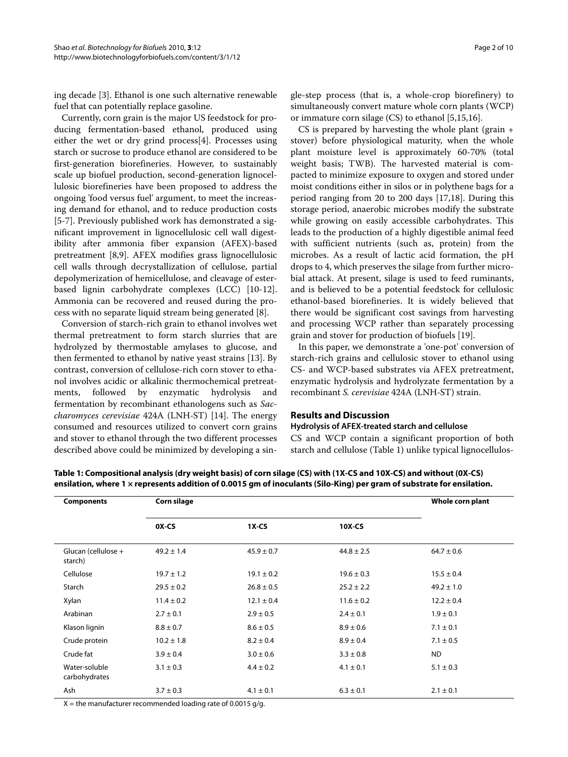ing decade [3]. Ethanol is one such alternative renewable fuel that can potentially replace gasoline.

Currently, corn grain is the major US feedstock for producing fermentation-based ethanol, produced using either the wet or dry grind process[4]. Processes using starch or sucrose to produce ethanol are considered to be first-generation biorefineries. However, to sustainably scale up biofuel production, second-generation lignocellulosic biorefineries have been proposed to address the ongoing 'food versus fuel' argument, to meet the increasing demand for ethanol, and to reduce production costs [5-7]. Previously published work has demonstrated a significant improvement in lignocellulosic cell wall digestibility after ammonia fiber expansion (AFEX)-based pretreatment [8,9]. AFEX modifies grass lignocellulosic cell walls through decrystallization of cellulose, partial depolymerization of hemicellulose, and cleavage of ester-based lignin carbohydrate complexes (LCC) [10-12]. Ammonia can be recovered and reused during the process with no separate liquid stream being generated [8].

Conversion of starch-rich grain to ethanol involves wet thermal pretreatment to form starch slurries that are hydrolyzed by thermostable amylases to glucose, and then fermented to ethanol by native yeast strains [13]. By contrast, conversion of cellulose-rich corn stover to ethanol involves acidic or alkalinic thermochemical pretreatments, followed by enzymatic hydrolysis and fermentation by recombinant ethanologens such as *Saccharomyces cerevisiae* 424A (LNH-ST) [14]. The energy consumed and resources utilized to convert corn grains and stover to ethanol through the two different processes described above could be minimized by developing a single-step process (that is, a whole-crop biorefinery) to simultaneously convert mature whole corn plants (WCP) or immature corn silage (CS) to ethanol [5,15,16].

CS is prepared by harvesting the whole plant (grain + stover) before physiological maturity, when the whole plant moisture level is approximately 60-70% (total weight basis; TWB). The harvested material is compacted to minimize exposure to oxygen and stored under moist conditions either in silos or in polythene bags for a period ranging from 20 to 200 days [17,18]. During this storage period, anaerobic microbes modify the substrate while growing on easily accessible carbohydrates. This leads to the production of a highly digestible animal feed with sufficient nutrients (such as, protein) from the microbes. As a result of lactic acid formation, the pH drops to 4, which preserves the silage from further microbial attack. At present, silage is used to feed ruminants, and is believed to be a potential feedstock for cellulosic ethanol-based biorefineries. It is widely believed that there would be significant cost savings from harvesting and processing WCP rather than separately processing grain and stover for production of biofuels [19].

In this paper, we demonstrate a 'one-pot' conversion of starch-rich grains and cellulosic stover to ethanol using CS- and WCP-based substrates via AFEX pretreatment, enzymatic hydrolysis and hydrolyzate fermentation by a recombinant *S. cerevisiae* 424A (LNH-ST) strain.

## Results and Discussion

### Hydrolysis of AFEX-treated starch and cellulose

CS and WCP contain a significant proportion of both starch and cellulose (Table 1) unlike typical lignocellulos-

**Table 1: Compositional analysis (dry weight basis) of corn silage (CS) with (1X-CS and 10X-CS) and without (0X-CS) ensilation, where 1 × represents addition of 0.0015 gm of inoculants (Silo-King) per gram of substrate for ensilation.**

| Components | Corn silage | | | Whole corn plant |
|---|---|---|---|---|
| | 0X-CS | 1X-CS | 10X-CS | |
| Glucan (cellulose + starch) | 49.2 ± 1.4 | 45.9 ± 0.7 | 44.8 ± 2.5 | 64.7 ± 0.6 |
| Cellulose | 19.7 ± 1.2 | 19.1 ± 0.2 | 19.6 ± 0.3 | 15.5 ± 0.4 |
| Starch | 29.5 ± 0.2 | 26.8 ± 0.5 | 25.2 ± 2.2 | 49.2 ± 1.0 |
| Xylan | 11.4 ± 0.2 | 12.1 ± 0.4 | 11.6 ± 0.2 | 12.2 ± 0.4 |
| Arabinan | 2.7 ± 0.1 | 2.9 ± 0.5 | 2.4 ± 0.1 | 1.9 ± 0.1 |
| Klason lignin | 8.8 ± 0.7 | 8.6 ± 0.5 | 8.9 ± 0.6 | 7.1 ± 0.1 |
| Crude protein | 10.2 ± 1.8 | 8.2 ± 0.4 | 8.9 ± 0.4 | 7.1 ± 0.5 |
| Crude fat | 3.9 ± 0.4 | 3.0 ± 0.6 | 3.3 ± 0.8 | ND |
| Water-soluble carbohydrates | 3.1 ± 0.3 | 4.4 ± 0.2 | 4.1 ± 0.1 | 5.1 ± 0.3 |
| Ash | 3.7 ± 0.3 | 4.1 ± 0.1 | 6.3 ± 0.1 | 2.1 ± 0.1 |

X = the manufacturer recommended loading rate of 0.0015 g/g.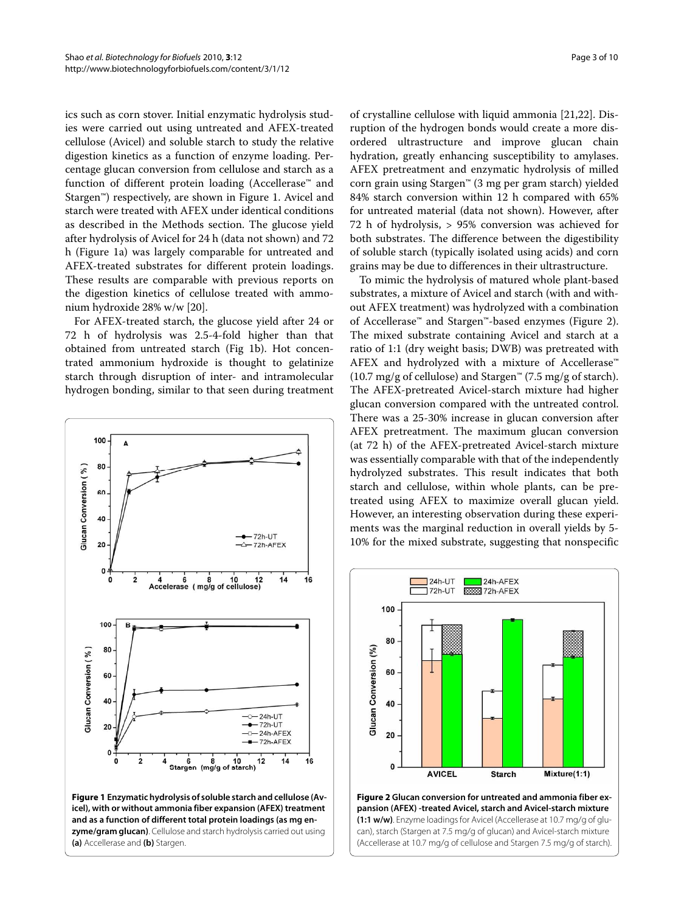ics such as corn stover. Initial enzymatic hydrolysis studies were carried out using untreated and AFEX-treated cellulose (Avicel) and soluble starch to study the relative digestion kinetics as a function of enzyme loading. Percentage glucan conversion from cellulose and starch as a function of different protein loading (Accellerase™ and Stargen™) respectively, are shown in Figure 1. Avicel and starch were treated with AFEX under identical conditions as described in the Methods section. The glucose yield after hydrolysis of Avicel for 24 h (data not shown) and 72 h (Figure 1a) was largely comparable for untreated and AFEX-treated substrates for different protein loadings. These results are comparable with previous reports on the digestion kinetics of cellulose treated with ammonium hydroxide 28% w/w [20].

For AFEX-treated starch, the glucose yield after 24 or 72 h of hydrolysis was 2.5-4-fold higher than that obtained from untreated starch (Fig 1b). Hot concentrated ammonium hydroxide is thought to gelatinize starch through disruption of inter- and intramolecular hydrogen bonding, similar to that seen during treatment of crystalline cellulose with liquid ammonia [21,22]. Disruption of the hydrogen bonds would create a more disordered ultrastructure and improve glucan chain hydration, greatly enhancing susceptibility to amylases. AFEX pretreatment and enzymatic hydrolysis of milled corn grain using Stargen™ (3 mg per gram starch) yielded 84% starch conversion within 12 h compared with 65% for untreated material (data not shown). However, after 72 h of hydrolysis, > 95% conversion was achieved for both substrates. The difference between the digestibility of soluble starch (typically isolated using acids) and corn grains may be due to differences in their ultrastructure.

**Figure 1 Enzymatic hydrolysis of soluble starch and cellulose (Avicel), with or without ammonia fiber expansion (AFEX) treatment and as a function of different total protein loadings (as mg enzyme/gram glucan)**. Cellulose and starch hydrolysis carried out using **(a)** Accellerase and **(b)** Stargen.

To mimic the hydrolysis of matured whole plant-based substrates, a mixture of Avicel and starch (with and without AFEX treatment) was hydrolyzed with a combination of Accellerase™ and Stargen™-based enzymes (Figure 2). The mixed substrate containing Avicel and starch at a ratio of 1:1 (dry weight basis; DWB) was pretreated with AFEX and hydrolyzed with a mixture of Accellerase™ (10.7 mg/g of cellulose) and Stargen™ (7.5 mg/g of starch). The AFEX-pretreated Avicel-starch mixture had higher glucan conversion compared with the untreated control. There was a 25-30% increase in glucan conversion after AFEX pretreatment. The maximum glucan conversion (at 72 h) of the AFEX-pretreated Avicel-starch mixture was essentially comparable with that of the independently hydrolyzed substrates. This result indicates that both starch and cellulose, within whole plants, can be pretreated using AFEX to maximize overall glucan yield. However, an interesting observation during these experiments was the marginal reduction in overall yields by 5-10% for the mixed substrate, suggesting that nonspecific

**Figure 2 Glucan conversion for untreated and ammonia fiber expansion (AFEX) -treated Avicel, starch and Avicel-starch mixture (1:1 w/w)**. Enzyme loadings for Avicel (Accellerase at 10.7 mg/g of glucan), starch (Stargen at 7.5 mg/g of glucan) and Avicel-starch mixture (Accellerase at 10.7 mg/g of cellulose and Stargen 7.5 mg/g of starch).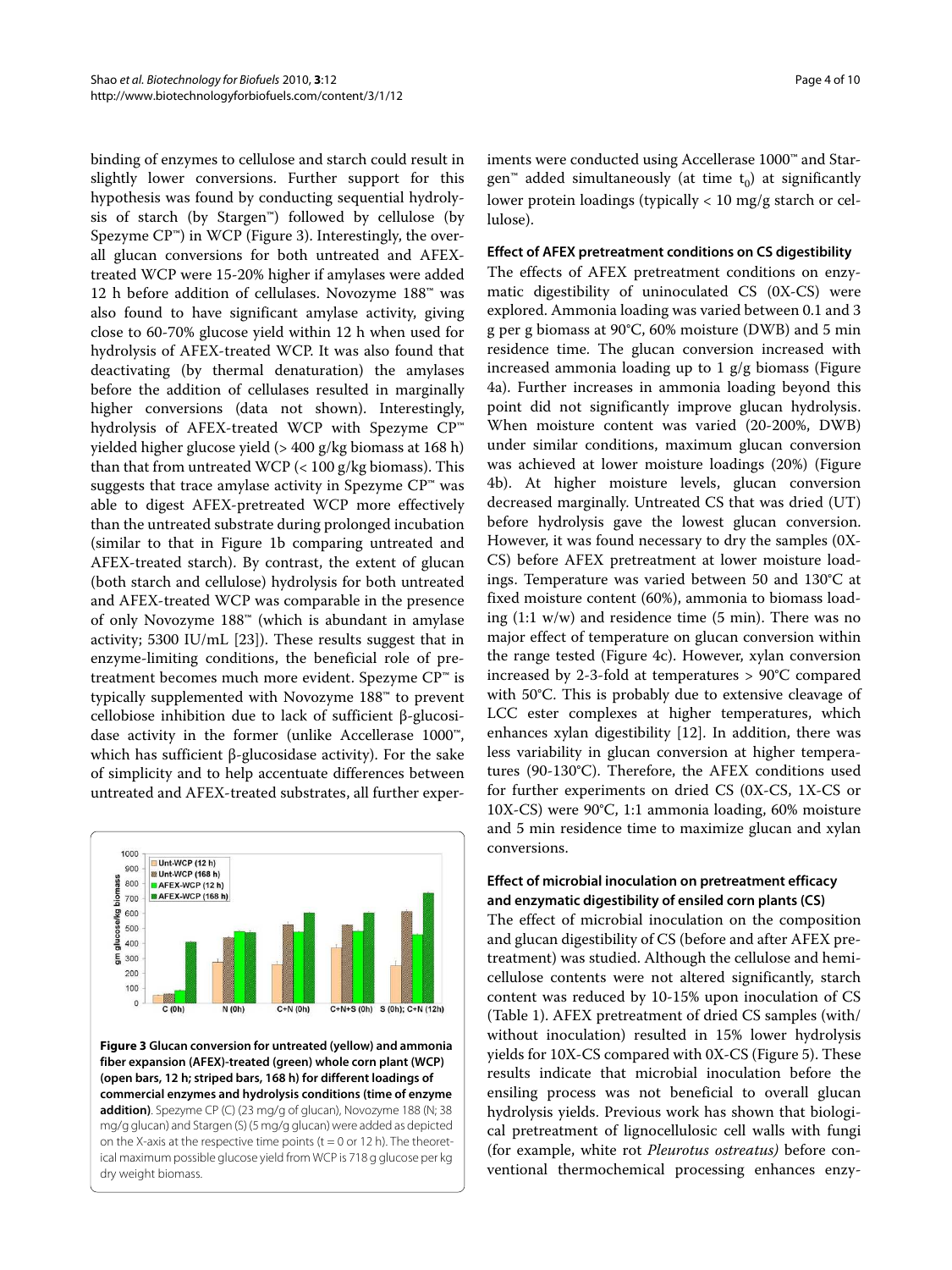binding of enzymes to cellulose and starch could result in slightly lower conversions. Further support for this hypothesis was found by conducting sequential hydrolysis of starch (by Stargen™) followed by cellulose (by Spezyme CP™) in WCP (Figure 3). Interestingly, the overall glucan conversions for both untreated and AFEX-treated WCP were 15-20% higher if amylases were added 12 h before addition of cellulases. Novozyme 188™ was also found to have significant amylase activity, giving close to 60-70% glucose yield within 12 h when used for hydrolysis of AFEX-treated WCP. It was also found that deactivating (by thermal denaturation) the amylases before the addition of cellulases resulted in marginally higher conversions (data not shown). Interestingly, hydrolysis of AFEX-treated WCP with Spezyme CP™ yielded higher glucose yield (> 400 g/kg biomass at 168 h) than that from untreated WCP (< 100 g/kg biomass). This suggests that trace amylase activity in Spezyme CP™ was able to digest AFEX-pretreated WCP more effectively than the untreated substrate during prolonged incubation (similar to that in Figure 1b comparing untreated and AFEX-treated starch). By contrast, the extent of glucan (both starch and cellulose) hydrolysis for both untreated and AFEX-treated WCP was comparable in the presence of only Novozyme 188™ (which is abundant in amylase activity; 5300 IU/mL [23]). These results suggest that in enzyme-limiting conditions, the beneficial role of pretreatment becomes much more evident. Spezyme CP™ is typically supplemented with Novozyme 188™ to prevent cellobiose inhibition due to lack of sufficient β-glucosidase activity in the former (unlike Accellerase 1000™, which has sufficient β-glucosidase activity). For the sake of simplicity and to help accentuate differences between untreated and AFEX-treated substrates, all further experiments were conducted using Accellerase 1000™ and Stargen™ added simultaneously (at time $t_0$) at significantly lower protein loadings (typically < 10 mg/g starch or cellulose).

**Figure 3 Glucan conversion for untreated (yellow) and ammonia fiber expansion (AFEX)-treated (green) whole corn plant (WCP) (open bars, 12 h; striped bars, 168 h) for different loadings of commercial enzymes and hydrolysis conditions (time of enzyme addition)**. Spezyme CP (C) (23 mg/g of glucan), Novozyme 188 (N; 38 mg/g glucan) and Stargen (S) (5 mg/g glucan) were added as depicted on the X-axis at the respective time points (t = 0 or 12 h). The theoretical maximum possible glucose yield from WCP is 718 g glucose per kg dry weight biomass.

### Effect of AFEX pretreatment conditions on CS digestibility

The effects of AFEX pretreatment conditions on enzymatic digestibility of uninoculated CS (0X-CS) were explored. Ammonia loading was varied between 0.1 and 3 g per g biomass at 90°C, 60% moisture (DWB) and 5 min residence time. The glucan conversion increased with increased ammonia loading up to 1 g/g biomass (Figure 4a). Further increases in ammonia loading beyond this point did not significantly improve glucan hydrolysis. When moisture content was varied (20-200%, DWB) under similar conditions, maximum glucan conversion was achieved at lower moisture loadings (20%) (Figure 4b). At higher moisture levels, glucan conversion decreased marginally. Untreated CS that was dried (UT) before hydrolysis gave the lowest glucan conversion. However, it was found necessary to dry the samples (0X-CS) before AFEX pretreatment at lower moisture loadings. Temperature was varied between 50 and 130°C at fixed moisture content (60%), ammonia to biomass loading (1:1 w/w) and residence time (5 min). There was no major effect of temperature on glucan conversion within the range tested (Figure 4c). However, xylan conversion increased by 2-3-fold at temperatures > 90°C compared with 50°C. This is probably due to extensive cleavage of LCC ester complexes at higher temperatures, which enhances xylan digestibility [12]. In addition, there was less variability in glucan conversion at higher temperatures (90-130°C). Therefore, the AFEX conditions used for further experiments on dried CS (0X-CS, 1X-CS or 10X-CS) were 90°C, 1:1 ammonia loading, 60% moisture and 5 min residence time to maximize glucan and xylan conversions.

### Effect of microbial inoculation on pretreatment efficacy and enzymatic digestibility of ensiled corn plants (CS)

The effect of microbial inoculation on the composition and glucan digestibility of CS (before and after AFEX pretreatment) was studied. Although the cellulose and hemicellulose contents were not altered significantly, starch content was reduced by 10-15% upon inoculation of CS (Table 1). AFEX pretreatment of dried CS samples (with/without inoculation) resulted in 15% lower hydrolysis yields for 10X-CS compared with 0X-CS (Figure 5). These results indicate that microbial inoculation before the ensiling process was not beneficial to overall glucan hydrolysis yields. Previous work has shown that biological pretreatment of lignocellulosic cell walls with fungi (for example, white rot *Pleurotus ostreatus)* before conventional thermochemical processing enhances enzy-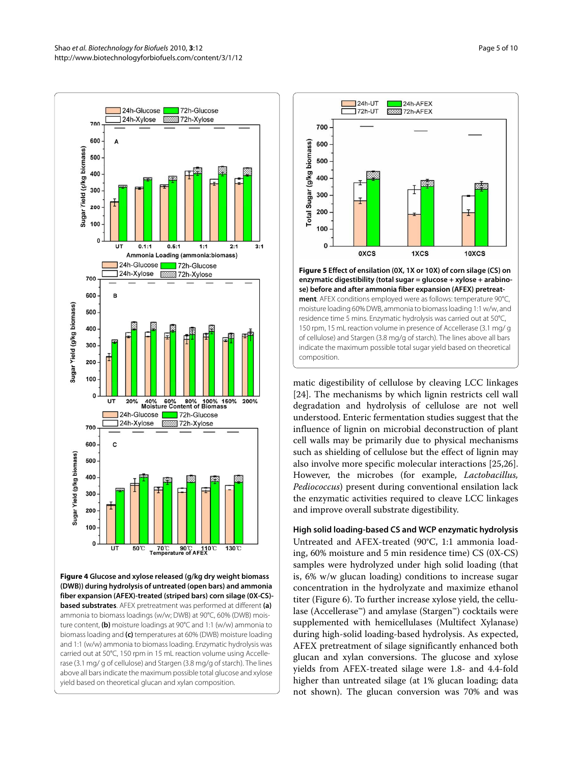**Figure 4 Glucose and xylose released (g/kg dry weight biomass (DWB)) during hydrolysis of untreated (open bars) and ammonia fiber expansion (AFEX)-treated (striped bars) corn silage (0X-CS)-based substrates**. AFEX pretreatment was performed at different **(a)** ammonia to biomass loadings (w/w; DWB) at 90°C, 60% (DWB) moisture content, **(b)** moisture loadings at 90°C and 1:1 (w/w) ammonia to biomass loading and **(c)** temperatures at 60% (DWB) moisture loading and 1:1 (w/w) ammonia to biomass loading. Enzymatic hydrolysis was carried out at 50°C, 150 rpm in 15 mL reaction volume using Accellerase (3.1 mg/ g of cellulose) and Stargen (3.8 mg/g of starch). The lines above all bars indicate the maximum possible total glucose and xylose yield based on theoretical glucan and xylan composition.

**Figure 5 Effect of ensilation (0X, 1X or 10X) of corn silage (CS) on enzymatic digestibility (total sugar = glucose + xylose + arabinose) before and after ammonia fiber expansion (AFEX) pretreatment**. AFEX conditions employed were as follows: temperature 90°C, moisture loading 60% DWB, ammonia to biomass loading 1:1 w/w, and residence time 5 mins. Enzymatic hydrolysis was carried out at 50°C, 150 rpm, 15 mL reaction volume in presence of Accellerase (3.1 mg/ g of cellulose) and Stargen (3.8 mg/g of starch). The lines above all bars indicate the maximum possible total sugar yield based on theoretical composition.

matic digestibility of cellulose by cleaving LCC linkages [24]. The mechanisms by which lignin restricts cell wall degradation and hydrolysis of cellulose are not well understood. Enteric fermentation studies suggest that the influence of lignin on microbial deconstruction of plant cell walls may be primarily due to physical mechanisms such as shielding of cellulose but the effect of lignin may also involve more specific molecular interactions [25,26]. However, the microbes (for example, *Lactobacillus*, *Pediococcus*) present during conventional ensilation lack the enzymatic activities required to cleave LCC linkages and improve overall substrate digestibility.

### High solid loading-based CS and WCP enzymatic hydrolysis

Untreated and AFEX-treated (90°C, 1:1 ammonia loading, 60% moisture and 5 min residence time) CS (0X-CS) samples were hydrolyzed under high solid loading (that is, 6% w/w glucan loading) conditions to increase sugar concentration in the hydrolyzate and maximize ethanol titer (Figure 6). To further increase xylose yield, the cellulase (Accellerase™) and amylase (Stargen™) cocktails were supplemented with hemicellulases (Multifect Xylanase) during high-solid loading-based hydrolysis. As expected, AFEX pretreatment of silage significantly enhanced both glucan and xylan conversions. The glucose and xylose yields from AFEX-treated silage were 1.8- and 4.4-fold higher than untreated silage (at 1% glucan loading; data not shown). The glucan conversion was 70% and was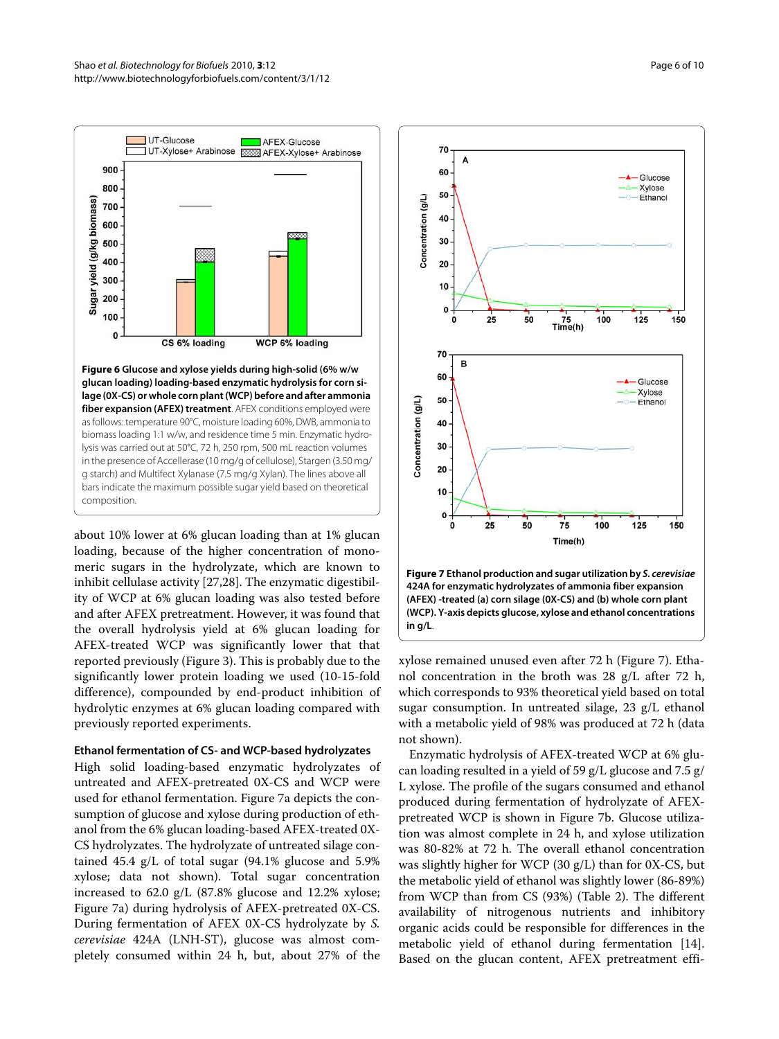**Figure 6 Glucose and xylose yields during high-solid (6% w/w glucan loading) loading-based enzymatic hydrolysis for corn silage (0X-CS) or whole corn plant (WCP) before and after ammonia fiber expansion (AFEX) treatment**. AFEX conditions employed were as follows: temperature 90°C, moisture loading 60%, DWB, ammonia to biomass loading 1:1 w/w, and residence time 5 min. Enzymatic hydrolysis was carried out at 50°C, 72 h, 250 rpm, 500 mL reaction volumes in the presence of Accellerase (10 mg/g of cellulose), Stargen (3.50 mg/g starch) and Multifect Xylanase (7.5 mg/g Xylan). The lines above all bars indicate the maximum possible sugar yield based on theoretical composition.

about 10% lower at 6% glucan loading than at 1% glucan loading, because of the higher concentration of monomeric sugars in the hydrolyzate, which are known to inhibit cellulase activity [27,28]. The enzymatic digestibility of WCP at 6% glucan loading was also tested before and after AFEX pretreatment. However, it was found that the overall hydrolysis yield at 6% glucan loading for AFEX-treated WCP was significantly lower than that reported previously (Figure 3). This is probably due to the significantly lower protein loading we used (10-15-fold difference), compounded by end-product inhibition of hydrolytic enzymes at 6% glucan loading compared with previously reported experiments.

#### Ethanol fermentation of CS- and WCP-based hydrolyzates

High solid loading-based enzymatic hydrolyzates of untreated and AFEX-pretreated 0X-CS and WCP were used for ethanol fermentation. Figure 7a depicts the consumption of glucose and xylose during production of ethanol from the 6% glucan loading-based AFEX-treated 0X-CS hydrolyzates. The hydrolyzate of untreated silage contained 45.4 g/L of total sugar (94.1% glucose and 5.9% xylose; data not shown). Total sugar concentration increased to 62.0 g/L (87.8% glucose and 12.2% xylose; Figure 7a) during hydrolysis of AFEX-pretreated 0X-CS. During fermentation of AFEX 0X-CS hydrolyzate by *S. cerevisiae* 424A (LNH-ST), glucose was almost completely consumed within 24 h, but, about 27% of the xylose remained unused even after 72 h (Figure 7). Ethanol concentration in the broth was 28 g/L after 72 h, which corresponds to 93% theoretical yield based on total sugar consumption. In untreated silage, 23 g/L ethanol with a metabolic yield of 98% was produced at 72 h (data not shown).

**Figure 7 Ethanol production and sugar utilization by *S. cerevisiae* 424A for enzymatic hydrolyzates of ammonia fiber expansion (AFEX) -treated (a) corn silage (0X-CS) and (b) whole corn plant (WCP). Y-axis depicts glucose, xylose and ethanol concentrations in g/L**.

Enzymatic hydrolysis of AFEX-treated WCP at 6% glucan loading resulted in a yield of 59 g/L glucose and 7.5 g/L xylose. The profile of the sugars consumed and ethanol produced during fermentation of hydrolyzate of AFEX-pretreated WCP is shown in Figure 7b. Glucose utilization was almost complete in 24 h, and xylose utilization was 80-82% at 72 h. The overall ethanol concentration was slightly higher for WCP (30 g/L) than for 0X-CS, but the metabolic yield of ethanol was slightly lower (86-89%) from WCP than from CS (93%) (Table 2). The different availability of nitrogenous nutrients and inhibitory organic acids could be responsible for differences in the metabolic yield of ethanol during fermentation [14]. Based on the glucan content, AFEX pretreatment effi-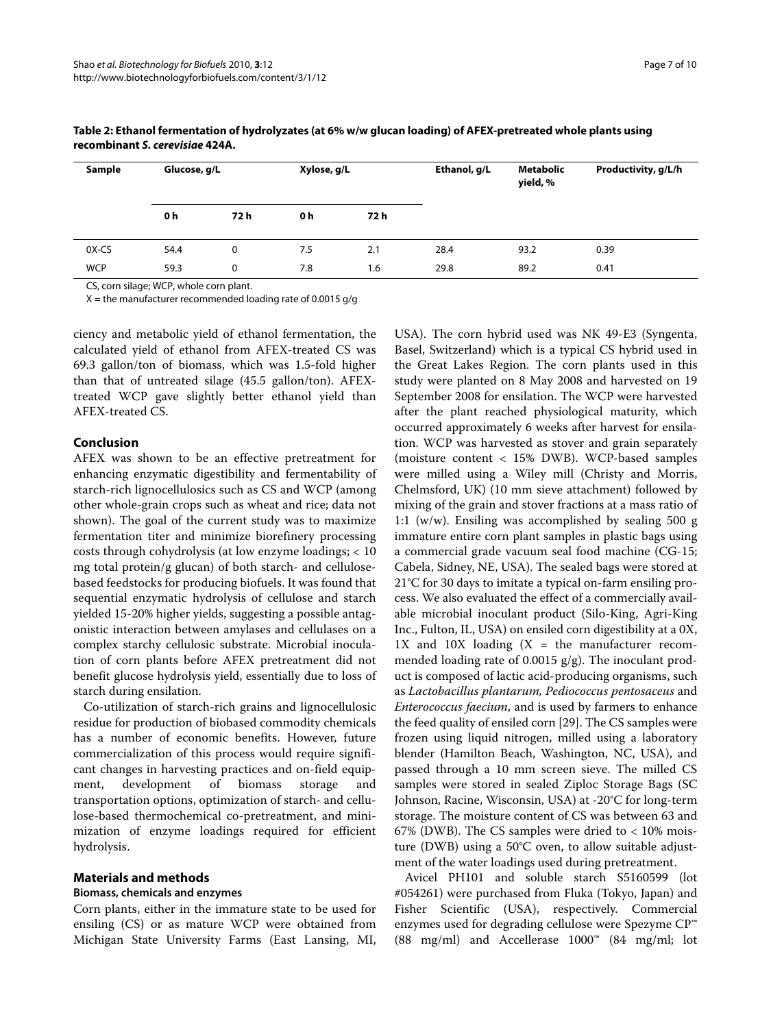**Table 2: Ethanol fermentation of hydrolyzates (at 6% w/w glucan loading) of AFEX-pretreated whole plants using recombinant *S. cerevisiae* 424A.**

| Sample | Glucose, g/L | | Xylose, g/L | | Ethanol, g/L | Metabolic yield, % | Productivity, g/L/h |
|---|---|---|---|---|---|---|---|
| | 0 h | 72 h | 0 h | 72 h | | | |
| 0X-CS | 54.4 | 0 | 7.5 | 2.1 | 28.4 | 93.2 | 0.39 |
| WCP | 59.3 | 0 | 7.8 | 1.6 | 29.8 | 89.2 | 0.41 |

CS, corn silage; WCP, whole corn plant.

X = the manufacturer recommended loading rate of 0.0015 g/g

ciency and metabolic yield of ethanol fermentation, the calculated yield of ethanol from AFEX-treated CS was 69.3 gallon/ton of biomass, which was 1.5-fold higher than that of untreated silage (45.5 gallon/ton). AFEX-treated WCP gave slightly better ethanol yield than AFEX-treated CS.

## Conclusion

AFEX was shown to be an effective pretreatment for enhancing enzymatic digestibility and fermentability of starch-rich lignocellulosics such as CS and WCP (among other whole-grain crops such as wheat and rice; data not shown). The goal of the current study was to maximize fermentation titer and minimize biorefinery processing costs through cohydrolysis (at low enzyme loadings; < 10 mg total protein/g glucan) of both starch- and cellulose-based feedstocks for producing biofuels. It was found that sequential enzymatic hydrolysis of cellulose and starch yielded 15-20% higher yields, suggesting a possible antagonistic interaction between amylases and cellulases on a complex starchy cellulosic substrate. Microbial inoculation of corn plants before AFEX pretreatment did not benefit glucose hydrolysis yield, essentially due to loss of starch during ensilation.

Co-utilization of starch-rich grains and lignocellulosic residue for production of biobased commodity chemicals has a number of economic benefits. However, future commercialization of this process would require significant changes in harvesting practices and on-field equipment, development of biomass storage and transportation options, optimization of starch- and cellulose-based thermochemical co-pretreatment, and minimization of enzyme loadings required for efficient hydrolysis.

## Materials and methods

### Biomass, chemicals and enzymes

Corn plants, either in the immature state to be used for ensiling (CS) or as mature WCP were obtained from Michigan State University Farms (East Lansing, MI, USA). The corn hybrid used was NK 49-E3 (Syngenta, Basel, Switzerland) which is a typical CS hybrid used in the Great Lakes Region. The corn plants used in this study were planted on 8 May 2008 and harvested on 19 September 2008 for ensilation. The WCP were harvested after the plant reached physiological maturity, which occurred approximately 6 weeks after harvest for ensilation. WCP was harvested as stover and grain separately (moisture content < 15% DWB). WCP-based samples were milled using a Wiley mill (Christy and Morris, Chelmsford, UK) (10 mm sieve attachment) followed by mixing of the grain and stover fractions at a mass ratio of 1:1 (w/w). Ensiling was accomplished by sealing 500 g immature entire corn plant samples in plastic bags using a commercial grade vacuum seal food machine (CG-15; Cabela, Sidney, NE, USA). The sealed bags were stored at 21°C for 30 days to imitate a typical on-farm ensiling process. We also evaluated the effect of a commercially available microbial inoculant product (Silo-King, Agri-King Inc., Fulton, IL, USA) on ensiled corn digestibility at a 0X, 1X and 10X loading (X = the manufacturer recommended loading rate of 0.0015 g/g). The inoculant product is composed of lactic acid-producing organisms, such as *Lactobacillus plantarum, Pediococcus pentosaceus* and *Enterococcus faecium*, and is used by farmers to enhance the feed quality of ensiled corn [29]. The CS samples were frozen using liquid nitrogen, milled using a laboratory blender (Hamilton Beach, Washington, NC, USA), and passed through a 10 mm screen sieve. The milled CS samples were stored in sealed Ziploc Storage Bags (SC Johnson, Racine, Wisconsin, USA) at -20°C for long-term storage. The moisture content of CS was between 63 and 67% (DWB). The CS samples were dried to < 10% moisture (DWB) using a 50°C oven, to allow suitable adjustment of the water loadings used during pretreatment.

Avicel PH101 and soluble starch S5160599 (lot #054261) were purchased from Fluka (Tokyo, Japan) and Fisher Scientific (USA), respectively. Commercial enzymes used for degrading cellulose were Spezyme CP™ (88 mg/ml) and Accellerase 1000™ (84 mg/ml; lot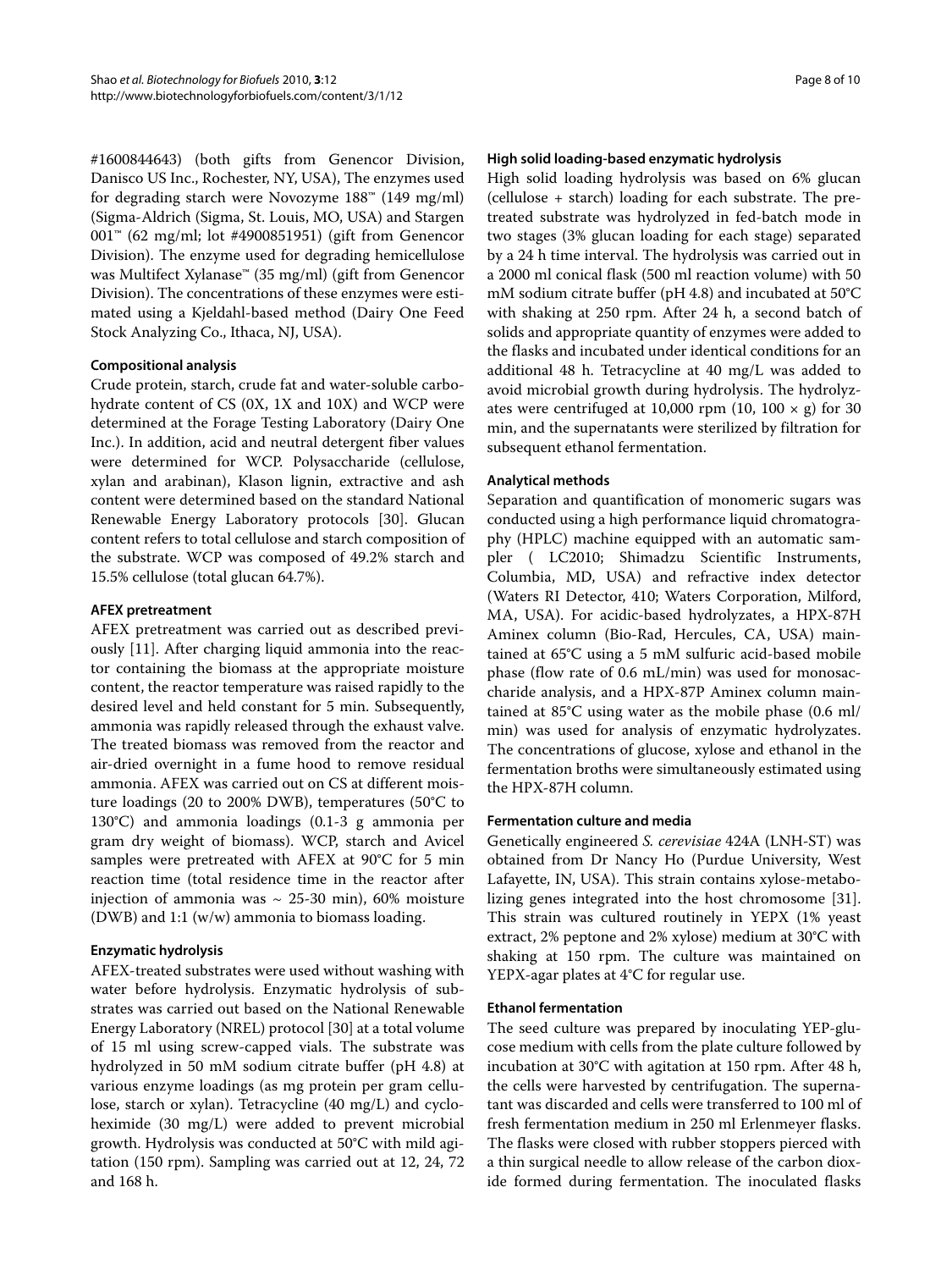#1600844643) (both gifts from Genencor Division, Danisco US Inc., Rochester, NY, USA), The enzymes used for degrading starch were Novozyme 188™ (149 mg/ml) (Sigma-Aldrich (Sigma, St. Louis, MO, USA) and Stargen 001™ (62 mg/ml; lot #4900851951) (gift from Genencor Division). The enzyme used for degrading hemicellulose was Multifect Xylanase™ (35 mg/ml) (gift from Genencor Division). The concentrations of these enzymes were estimated using a Kjeldahl-based method (Dairy One Feed Stock Analyzing Co., Ithaca, NJ, USA).

#### Compositional analysis

Crude protein, starch, crude fat and water-soluble carbohydrate content of CS (0X, 1X and 10X) and WCP were determined at the Forage Testing Laboratory (Dairy One Inc.). In addition, acid and neutral detergent fiber values were determined for WCP. Polysaccharide (cellulose, xylan and arabinan), Klason lignin, extractive and ash content were determined based on the standard National Renewable Energy Laboratory protocols [30]. Glucan content refers to total cellulose and starch composition of the substrate. WCP was composed of 49.2% starch and 15.5% cellulose (total glucan 64.7%).

#### AFEX pretreatment

AFEX pretreatment was carried out as described previously [11]. After charging liquid ammonia into the reactor containing the biomass at the appropriate moisture content, the reactor temperature was raised rapidly to the desired level and held constant for 5 min. Subsequently, ammonia was rapidly released through the exhaust valve. The treated biomass was removed from the reactor and air-dried overnight in a fume hood to remove residual ammonia. AFEX was carried out on CS at different moisture loadings (20 to 200% DWB), temperatures (50°C to 130°C) and ammonia loadings (0.1-3 g ammonia per gram dry weight of biomass). WCP, starch and Avicel samples were pretreated with AFEX at 90°C for 5 min reaction time (total residence time in the reactor after injection of ammonia was ~ 25-30 min), 60% moisture (DWB) and 1:1 (w/w) ammonia to biomass loading.

#### Enzymatic hydrolysis

AFEX-treated substrates were used without washing with water before hydrolysis. Enzymatic hydrolysis of substrates was carried out based on the National Renewable Energy Laboratory (NREL) protocol [30] at a total volume of 15 ml using screw-capped vials. The substrate was hydrolyzed in 50 mM sodium citrate buffer (pH 4.8) at various enzyme loadings (as mg protein per gram cellulose, starch or xylan). Tetracycline (40 mg/L) and cycloheximide (30 mg/L) were added to prevent microbial growth. Hydrolysis was conducted at 50°C with mild agitation (150 rpm). Sampling was carried out at 12, 24, 72 and 168 h.

#### High solid loading-based enzymatic hydrolysis

High solid loading hydrolysis was based on 6% glucan (cellulose + starch) loading for each substrate. The pretreated substrate was hydrolyzed in fed-batch mode in two stages (3% glucan loading for each stage) separated by a 24 h time interval. The hydrolysis was carried out in a 2000 ml conical flask (500 ml reaction volume) with 50 mM sodium citrate buffer (pH 4.8) and incubated at 50°C with shaking at 250 rpm. After 24 h, a second batch of solids and appropriate quantity of enzymes were added to the flasks and incubated under identical conditions for an additional 48 h. Tetracycline at 40 mg/L was added to avoid microbial growth during hydrolysis. The hydrolyzates were centrifuged at 10,000 rpm (10, 100 × g) for 30 min, and the supernatants were sterilized by filtration for subsequent ethanol fermentation.

#### Analytical methods

Separation and quantification of monomeric sugars was conducted using a high performance liquid chromatography (HPLC) machine equipped with an automatic sampler ( LC2010; Shimadzu Scientific Instruments, Columbia, MD, USA) and refractive index detector (Waters RI Detector, 410; Waters Corporation, Milford, MA, USA). For acidic-based hydrolyzates, a HPX-87H Aminex column (Bio-Rad, Hercules, CA, USA) maintained at 65°C using a 5 mM sulfuric acid-based mobile phase (flow rate of 0.6 mL/min) was used for monosaccharide analysis, and a HPX-87P Aminex column maintained at 85°C using water as the mobile phase (0.6 ml/min) was used for analysis of enzymatic hydrolyzates. The concentrations of glucose, xylose and ethanol in the fermentation broths were simultaneously estimated using the HPX-87H column.

#### Fermentation culture and media

Genetically engineered *S. cerevisiae* 424A (LNH-ST) was obtained from Dr Nancy Ho (Purdue University, West Lafayette, IN, USA). This strain contains xylose-metabolizing genes integrated into the host chromosome [31]. This strain was cultured routinely in YEPX (1% yeast extract, 2% peptone and 2% xylose) medium at 30°C with shaking at 150 rpm. The culture was maintained on YEPX-agar plates at 4°C for regular use.

#### Ethanol fermentation

The seed culture was prepared by inoculating YEP-glucose medium with cells from the plate culture followed by incubation at 30°C with agitation at 150 rpm. After 48 h, the cells were harvested by centrifugation. The supernatant was discarded and cells were transferred to 100 ml of fresh fermentation medium in 250 ml Erlenmeyer flasks. The flasks were closed with rubber stoppers pierced with a thin surgical needle to allow release of the carbon dioxide formed during fermentation. The inoculated flasks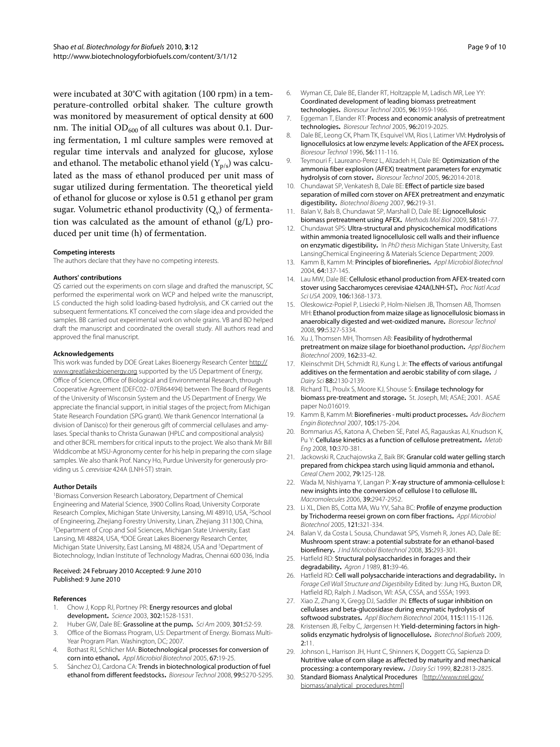were incubated at 30°C with agitation (100 rpm) in a temperature-controlled orbital shaker. The culture growth was monitored by measurement of optical density at 600 nm. The initial $OD_{600}$ of all cultures was about 0.1. During fermentation, 1 ml culture samples were removed at regular time intervals and analyzed for glucose, xylose and ethanol. The metabolic ethanol yield ($Y_{p/s}$) was calculated as the mass of ethanol produced per unit mass of sugar utilized during fermentation. The theoretical yield of ethanol for glucose or xylose is 0.51 g ethanol per gram sugar. Volumetric ethanol productivity ($Q_v$) of fermentation was calculated as the amount of ethanol (g/L) produced per unit time (h) of fermentation.

#### Competing interests

The authors declare that they have no competing interests.

#### Authors' contributions

QS carried out the experiments on corn silage and drafted the manuscript, SC performed the experimental work on WCP and helped write the manuscript, LS conducted the high solid loading-based hydrolysis, and CK carried out the subsequent fermentations. KT conceived the corn silage idea and provided the samples. BB carried out experimental work on whole grains. VB and BD helped draft the manuscript and coordinated the overall study. All authors read and approved the final manuscript.

#### Acknowledgements

This work was funded by DOE Great Lakes Bioenergy Research Center http://www.greatlakesbioenergy.org supported by the US Department of Energy, Office of Science, Office of Biological and Environmental Research, through Cooperative Agreement (DEFC02- 07ER64494) between The Board of Regents of the University of Wisconsin System and the US Department of Energy. We appreciate the financial support, in initial stages of the project; from Michigan State Research Foundation (SPG grant). We thank Genencor International (a division of Danisco) for their generous gift of commercial cellulases and amylases. Special thanks to Christa Gunawan (HPLC and compositional analysis) and other BCRL members for critical inputs to the project. We also thank Mr Bill Widdicombe at MSU-Agronomy center for his help in preparing the corn silage samples. We also thank Prof. Nancy Ho, Purdue University for generously providing us *S. cerevisiae* 424A (LNH-ST) strain.

#### Author Details

[1]Biomass Conversion Research Laboratory, Department of Chemical Engineering and Material Science, 3900 Collins Road, University Corporate Research Complex, Michigan State University, Lansing, MI 48910, USA, [2]School of Engineering, Zhejiang Forestry University, Linan, Zhejiang 311300, China, [3]Department of Crop and Soil Sciences, Michigan State University, East Lansing, MI 48824, USA, [4]DOE Great Lakes Bioenergy Research Center, Michigan State University, East Lansing, MI 48824, USA and [5]Department of Biotechnology, Indian Institute of Technology Madras, Chennai 600 036, India

Received: 24 February 2010 Accepted: 9 June 2010
Published: 9 June 2010

#### References

1. Chow J, Kopp RJ, Portney PR: **Energy resources and global development.** *Science* 2003, **302:**1528-1531.
2. Huber GW, Dale BE: **Grassoline at the pump.** *Sci Am* 2009, **301:**52-59.
3. Office of the Biomass Program, U.S: Department of Energy. Biomass Multi-Year Program Plan. Washington, DC; 2007.
4. Bothast RJ, Schlicher MA: **Biotechnological processes for conversion of corn into ethanol.** *Appl Microbiol Biotechnol* 2005, **67:**19-25.
5. Sánchez OJ, Cardona CA: **Trends in biotechnological production of fuel ethanol from different feedstocks.** *Bioresour Technol* 2008, **99:**5270-5295.
6. Wyman CE, Dale BE, Elander RT, Holtzapple M, Ladisch MR, Lee YY: **Coordinated development of leading biomass pretreatment technologies.** *Bioresour Technol* 2005, **96:**1959-1966.
7. Eggeman T, Elander RT: **Process and economic analysis of pretreatment technologies.** *Bioresour Technol* 2005, **96:**2019-2025.
8. Dale BE, Leong CK, Pham TK, Esquivel VM, Rios I, Latimer VM: **Hydrolysis of lignocellulosics at low enzyme levels: Application of the AFEX process.** *Bioresour Technol* 1996, **56:**111-116.
9. Teymouri F, Laureano-Perez L, Alizadeh H, Dale BE: **Optimization of the ammonia fiber explosion (AFEX) treatment parameters for enzymatic hydrolysis of corn stover.** *Bioresour Technol* 2005, **96:**2014-2018.
10. Chundawat SP, Venkatesh B, Dale BE: **Effect of particle size based separation of milled corn stover on AFEX pretreatment and enzymatic digestibility.** *Biotechnol Bioeng* 2007, **96:**219-31.
11. Balan V, Bals B, Chundawat SP, Marshall D, Dale BE: **Lignocellulosic biomass pretreatment using AFEX.** *Methods Mol Biol* 2009, **581:**61-77.
12. Chundawat SPS: **Ultra-structural and physicochemical modifications within ammonia treated lignocellulosic cell walls and their influence on enzymatic digestibility.** In *PhD thesis* Michigan State University, East LansingChemical Engineering & Materials Science Department; 2009.
13. Kamm B, Kamm M: **Principles of biorefineries.** *Appl Microbiol Biotechnol* 2004, **64:**137-145.
14. Lau MW, Dale BE: **Cellulosic ethanol production from AFEX-treated corn stover using Saccharomyces cerevisiae 424A(LNH-ST).** *Proc Natl Acad Sci USA* 2009, **106:**1368-1373.
15. Oleskowicz-Popiel P, Lisiecki P, Holm-Nielsen JB, Thomsen AB, Thomsen MH: **Ethanol production from maize silage as lignocellulosic biomass in anaerobically digested and wet-oxidized manure.** *Bioresour Technol* 2008, **99:**5327-5334.
16. Xu J, Thomsen MH, Thomsen AB: **Feasibility of hydrothermal pretreatment on maize silage for bioethanol production.** *Appl Biochem Biotechnol* 2009, **162:**33-42.
17. Kleinschmit DH, Schmidt RJ, Kung L Jr: **The effects of various antifungal additives on the fermentation and aerobic stability of corn silage.** *J Dairy Sci* **88:**2130-2139.
18. Richard TL, Proulx S, Moore KJ, Shouse S: **Ensilage technology for biomass pre-treatment and storage.** St. Joseph, MI; ASAE; 2001. ASAE paper No.016019.
19. Kamm B, Kamm M: **Biorefineries - multi product processes.** *Adv Biochem Engin Biotechnol* 2007, **105:**175-204.
20. Bommarius AS, Katona A, Cheben SE, Patel AS, Ragauskas AJ, Knudson K, Pu Y: **Cellulase kinetics as a function of cellulose pretreatment.** *Metab Eng* 2008, **10:**370-381.
21. Jackowski R, Czuchajowska Z, Baik BK: **Granular cold water gelling starch prepared from chickpea starch using liquid ammonia and ethanol.** *Cereal Chem* 2002, **79:**125-128.
22. Wada M, Nishiyama Y, Langan P: **X-ray structure of ammonia-cellulose I: new insights into the conversion of cellulose I to cellulose III.** *Macromolecules* 2006, **39:**2947-2952.
23. Li XL, Dien BS, Cotta MA, Wu YV, Saha BC: **Profile of enzyme production by Trichoderma reesei grown on corn fiber fractions.** *Appl Microbiol Biotechnol* 2005, **121:**321-334.
24. Balan V, da Costa L Sousa, Chundawat SPS, Vismeh R, Jones AD, Dale BE: **Mushroom spent straw: a potential substrate for an ethanol-based biorefinery.** *J Ind Microbiol Biotechnol* 2008, **35:**293-301.
25. Hatfield RD: **Structural polysaccharides in forages and their degradability.** *Agron J* 1989, **81:**39-46.
26. Hatfield RD: **Cell wall polysaccharide interactions and degradability.** In *Forage Cell Wall Structure and Digestibility* Edited by: Jung HG, Buxton DR, Hatfield RD, Ralph J. Madison, WI: ASA, CSSA, and SSSA; 1993.
27. Xiao Z, Zhang X, Gregg DJ, Saddler JN: **Effects of sugar inhibition on cellulases and beta-glucosidase during enzymatic hydrolysis of softwood substrates.** *Appl Biochem Biotechnol* 2004, **115:**1115-1126.
28. Kristensen JB, Felby C, Jørgensen H: **Yield-determining factors in high-solids enzymatic hydrolysis of lignocellulose.** *Biotechnol Biofuels* 2009, **2:**11.
29. Johnson L, Harrison JH, Hunt C, Shinners K, Doggett CG, Sapienza D: **Nutritive value of corn silage as affected by maturity and mechanical processing: a contemporary review.** *J Dairy Sci* 1999, **82:**2813-2825.
30. **Standard Biomass Analytical Procedures** [http://www.nrel.gov/biomass/analytical_procedures.html]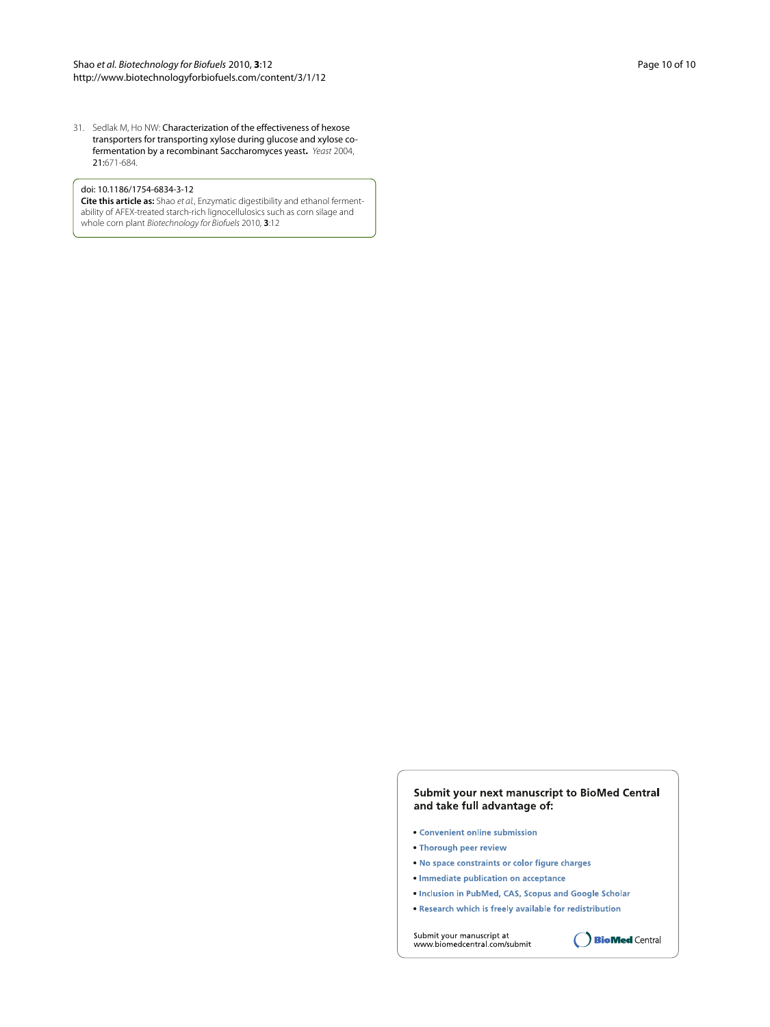31. Sedlak M, Ho NW: **Characterization of the effectiveness of hexose transporters for transporting xylose during glucose and xylose co-fermentation by a recombinant Saccharomyces yeast.** *Yeast* 2004, **21**:671-684.

doi: 10.1186/1754-6834-3-12

**Cite this article as:** Shao *et al.*, Enzymatic digestibility and ethanol fermentability of AFEX-treated starch-rich lignocellulosics such as corn silage and whole corn plant *Biotechnology for Biofuels* 2010, **3**:12

**Submit your next manuscript to BioMed Central and take full advantage of:**

- **Convenient online submission**
- **Thorough peer review**
- **No space constraints or color figure charges**
- **Immediate publication on acceptance**
- **Inclusion in PubMed, CAS, Scopus and Google Scholar**
- **Research which is freely available for redistribution**

Submit your manuscript at www.biomedcentral.com/submit

BioMed Central